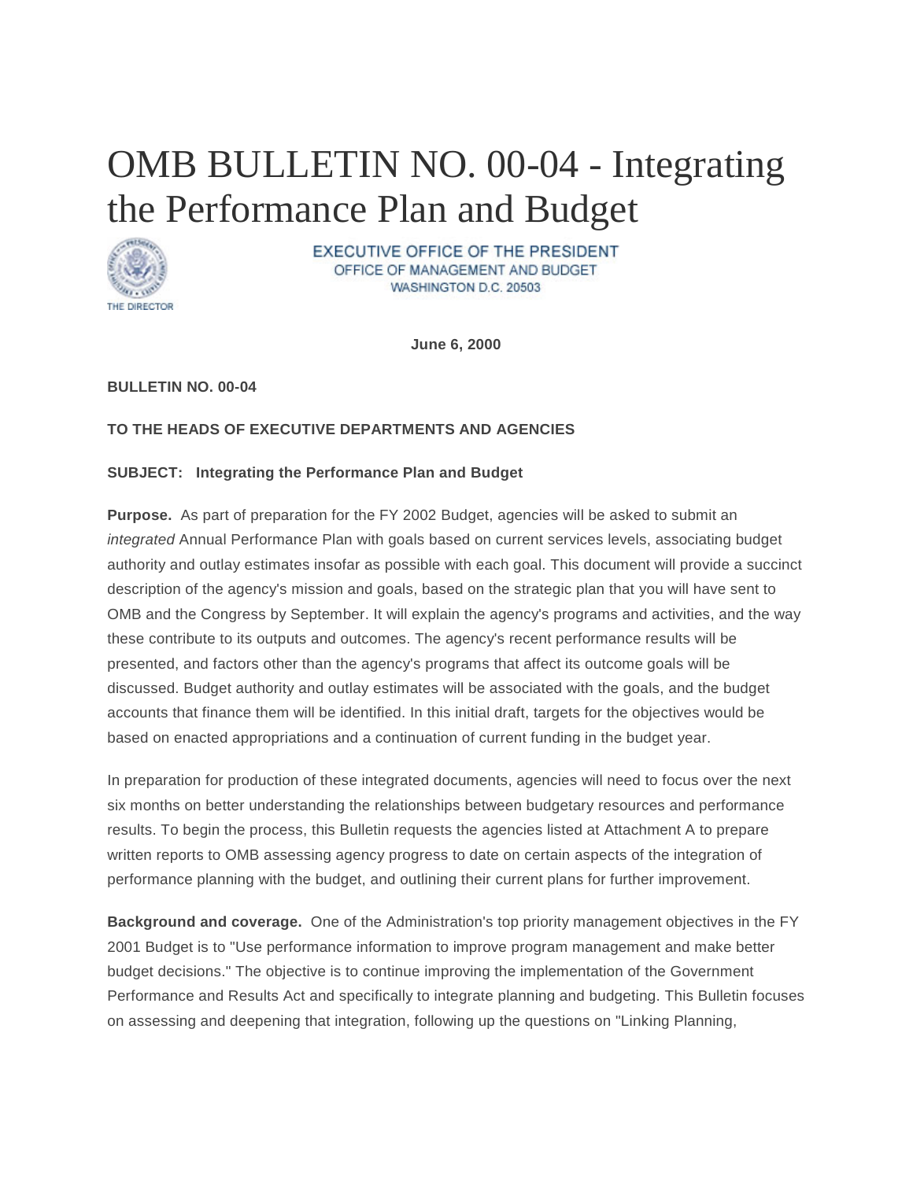# OMB BULLETIN NO. 00-04 - Integrating the Performance Plan and Budget

THE DIRECTOR

EXECUTIVE OFFICE OF THE PRESIDENT
OFFICE OF MANAGEMENT AND BUDGET
WASHINGTON D.C. 20503

**June 6, 2000**

**BULLETIN NO. 00-04**

**TO THE HEADS OF EXECUTIVE DEPARTMENTS AND AGENCIES**

**SUBJECT: Integrating the Performance Plan and Budget**

**Purpose.** As part of preparation for the FY 2002 Budget, agencies will be asked to submit an *integrated* Annual Performance Plan with goals based on current services levels, associating budget authority and outlay estimates insofar as possible with each goal. This document will provide a succinct description of the agency's mission and goals, based on the strategic plan that you will have sent to OMB and the Congress by September. It will explain the agency's programs and activities, and the way these contribute to its outputs and outcomes. The agency's recent performance results will be presented, and factors other than the agency's programs that affect its outcome goals will be discussed. Budget authority and outlay estimates will be associated with the goals, and the budget accounts that finance them will be identified. In this initial draft, targets for the objectives would be based on enacted appropriations and a continuation of current funding in the budget year.

In preparation for production of these integrated documents, agencies will need to focus over the next six months on better understanding the relationships between budgetary resources and performance results. To begin the process, this Bulletin requests the agencies listed at Attachment A to prepare written reports to OMB assessing agency progress to date on certain aspects of the integration of performance planning with the budget, and outlining their current plans for further improvement.

**Background and coverage.** One of the Administration's top priority management objectives in the FY 2001 Budget is to "Use performance information to improve program management and make better budget decisions." The objective is to continue improving the implementation of the Government Performance and Results Act and specifically to integrate planning and budgeting. This Bulletin focuses on assessing and deepening that integration, following up the questions on "Linking Planning,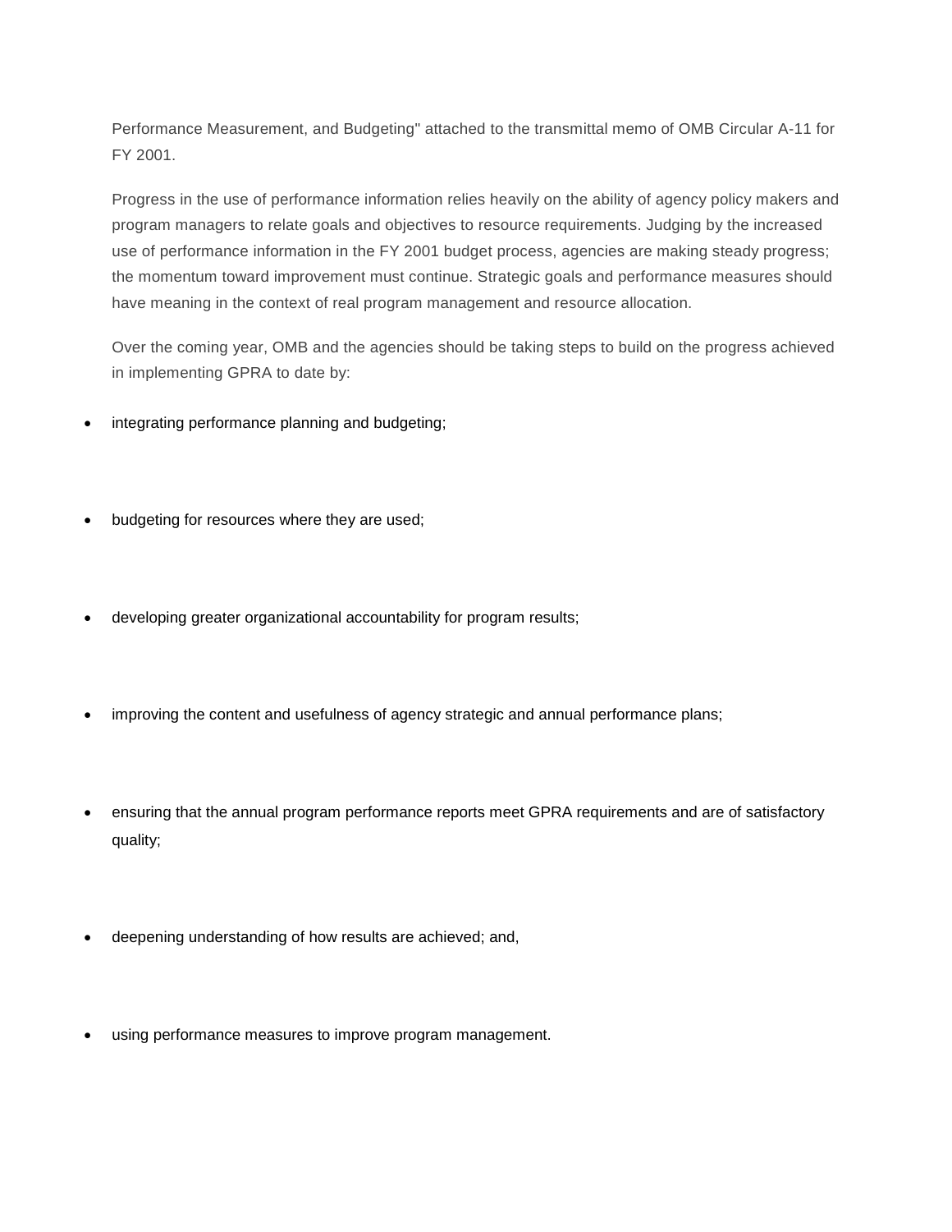Performance Measurement, and Budgeting" attached to the transmittal memo of OMB Circular A-11 for FY 2001.

Progress in the use of performance information relies heavily on the ability of agency policy makers and program managers to relate goals and objectives to resource requirements. Judging by the increased use of performance information in the FY 2001 budget process, agencies are making steady progress; the momentum toward improvement must continue. Strategic goals and performance measures should have meaning in the context of real program management and resource allocation.

Over the coming year, OMB and the agencies should be taking steps to build on the progress achieved in implementing GPRA to date by:

- integrating performance planning and budgeting;
- budgeting for resources where they are used;
- developing greater organizational accountability for program results;
- improving the content and usefulness of agency strategic and annual performance plans;
- ensuring that the annual program performance reports meet GPRA requirements and are of satisfactory quality;
- deepening understanding of how results are achieved; and,
- using performance measures to improve program management.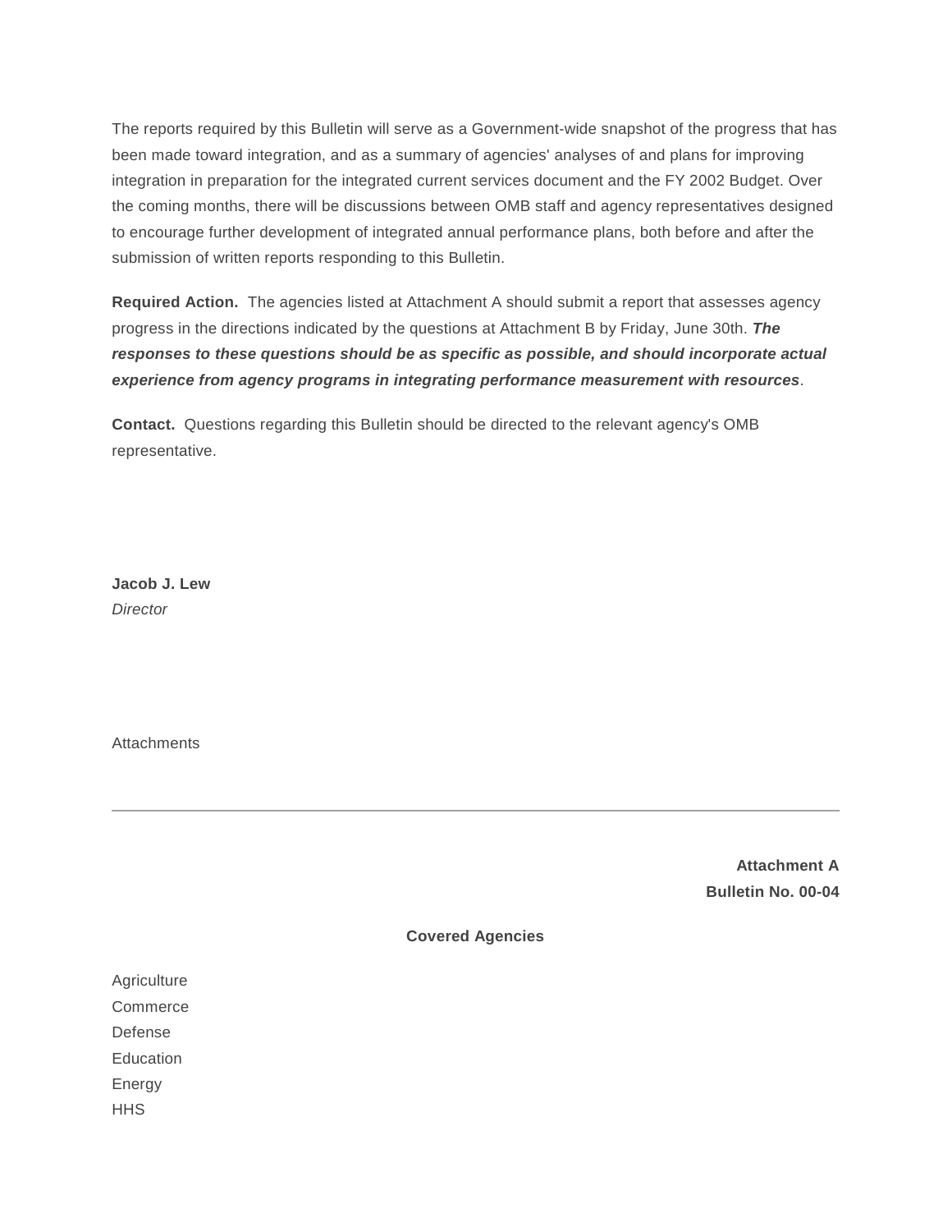The reports required by this Bulletin will serve as a Government-wide snapshot of the progress that has been made toward integration, and as a summary of agencies' analyses of and plans for improving integration in preparation for the integrated current services document and the FY 2002 Budget. Over the coming months, there will be discussions between OMB staff and agency representatives designed to encourage further development of integrated annual performance plans, both before and after the submission of written reports responding to this Bulletin.

**Required Action.** The agencies listed at Attachment A should submit a report that assesses agency progress in the directions indicated by the questions at Attachment B by Friday, June 30th. ***The responses to these questions should be as specific as possible, and should incorporate actual experience from agency programs in integrating performance measurement with resources***.

**Contact.** Questions regarding this Bulletin should be directed to the relevant agency's OMB representative.

**Jacob J. Lew**
*Director*

Attachments

---

**Attachment A**
**Bulletin No. 00-04**

**Covered Agencies**

Agriculture
Commerce
Defense
Education
Energy
HHS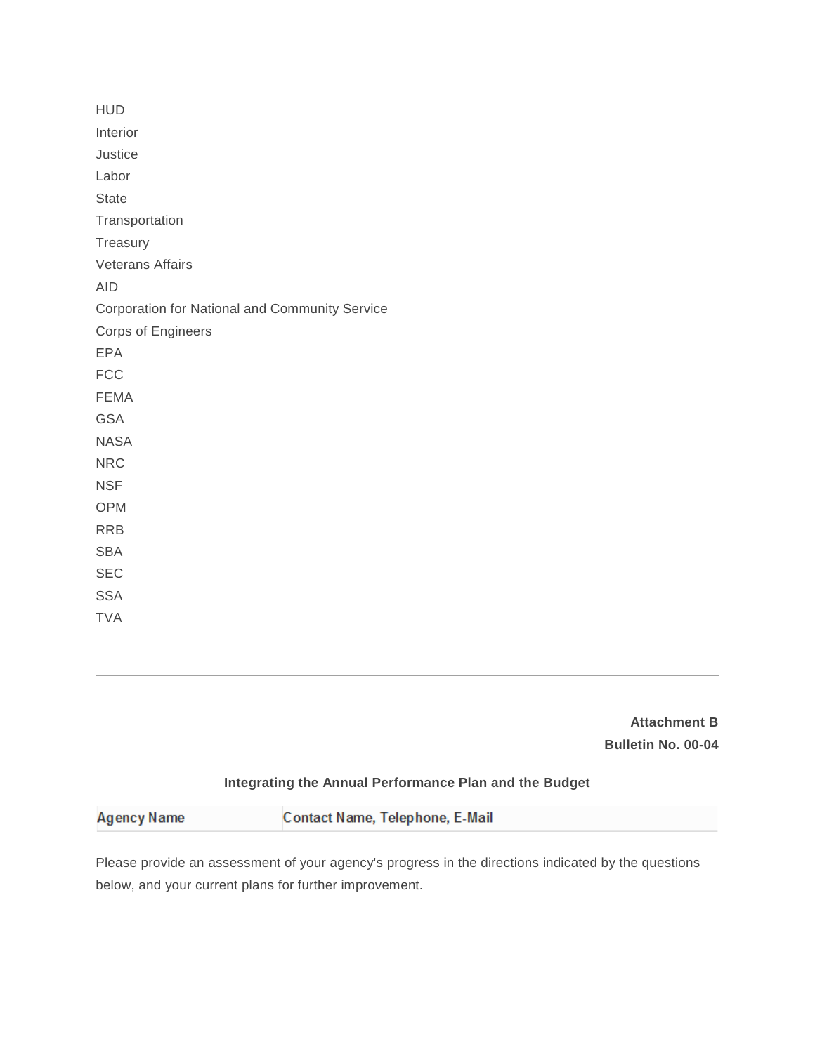HUD

Interior

Justice

Labor

State

Transportation

Treasury

Veterans Affairs

AID

Corporation for National and Community Service

Corps of Engineers

EPA

FCC

FEMA

GSA

NASA

NRC

NSF

OPM

RRB

SBA

SEC

SSA

TVA

---

**Attachment B**

**Bulletin No. 00-04**

**Integrating the Annual Performance Plan and the Budget**

| Agency Name | Contact Name, Telephone, E-Mail |
|---|---|

Please provide an assessment of your agency's progress in the directions indicated by the questions below, and your current plans for further improvement.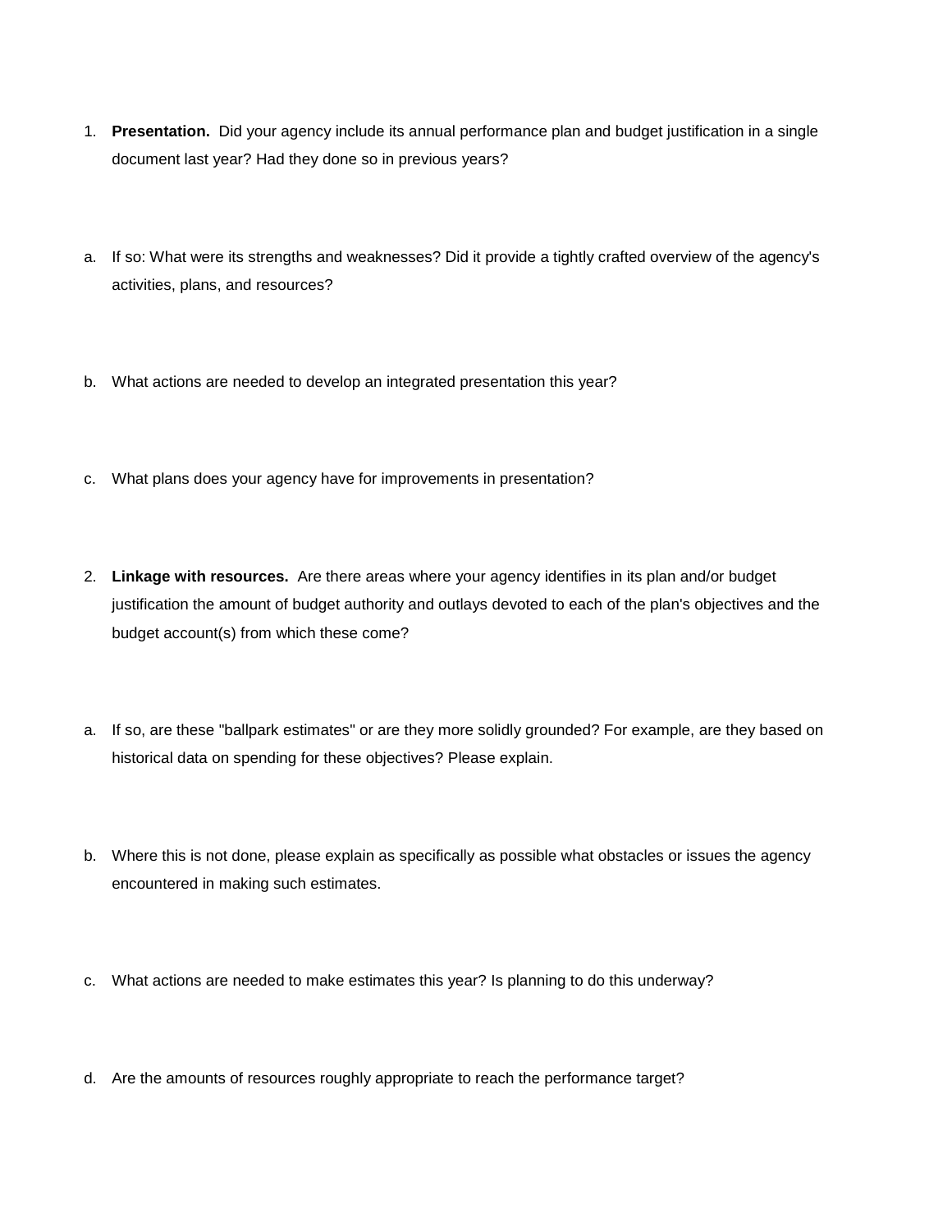1. **Presentation.** Did your agency include its annual performance plan and budget justification in a single document last year? Had they done so in previous years?

a. If so: What were its strengths and weaknesses? Did it provide a tightly crafted overview of the agency's activities, plans, and resources?

b. What actions are needed to develop an integrated presentation this year?

c. What plans does your agency have for improvements in presentation?

2. **Linkage with resources.** Are there areas where your agency identifies in its plan and/or budget justification the amount of budget authority and outlays devoted to each of the plan's objectives and the budget account(s) from which these come?

a. If so, are these "ballpark estimates" or are they more solidly grounded? For example, are they based on historical data on spending for these objectives? Please explain.

b. Where this is not done, please explain as specifically as possible what obstacles or issues the agency encountered in making such estimates.

c. What actions are needed to make estimates this year? Is planning to do this underway?

d. Are the amounts of resources roughly appropriate to reach the performance target?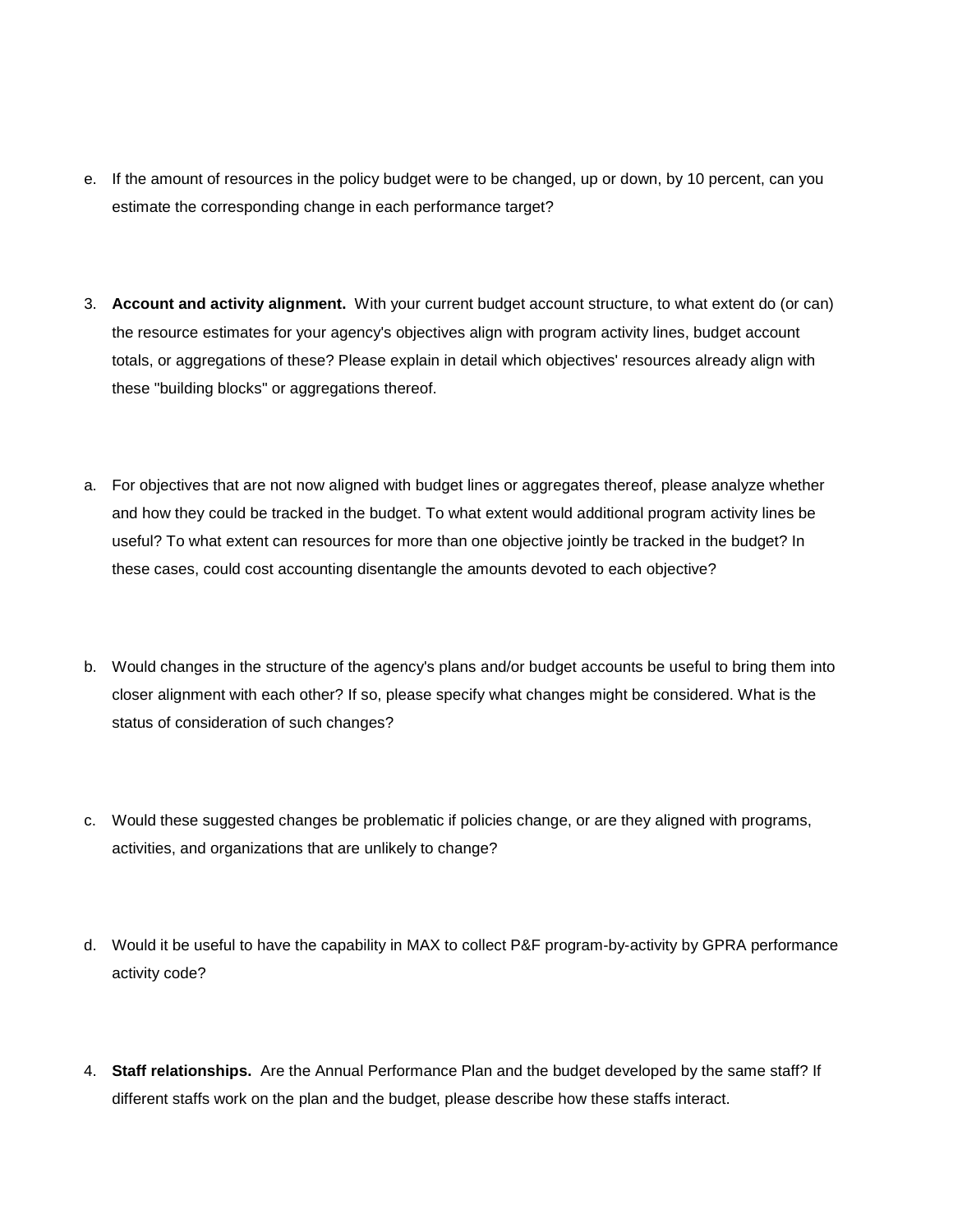e. If the amount of resources in the policy budget were to be changed, up or down, by 10 percent, can you estimate the corresponding change in each performance target?

3. **Account and activity alignment.** With your current budget account structure, to what extent do (or can) the resource estimates for your agency's objectives align with program activity lines, budget account totals, or aggregations of these? Please explain in detail which objectives' resources already align with these "building blocks" or aggregations thereof.

a. For objectives that are not now aligned with budget lines or aggregates thereof, please analyze whether and how they could be tracked in the budget. To what extent would additional program activity lines be useful? To what extent can resources for more than one objective jointly be tracked in the budget? In these cases, could cost accounting disentangle the amounts devoted to each objective?

b. Would changes in the structure of the agency's plans and/or budget accounts be useful to bring them into closer alignment with each other? If so, please specify what changes might be considered. What is the status of consideration of such changes?

c. Would these suggested changes be problematic if policies change, or are they aligned with programs, activities, and organizations that are unlikely to change?

d. Would it be useful to have the capability in MAX to collect P&F program-by-activity by GPRA performance activity code?

4. **Staff relationships.** Are the Annual Performance Plan and the budget developed by the same staff? If different staffs work on the plan and the budget, please describe how these staffs interact.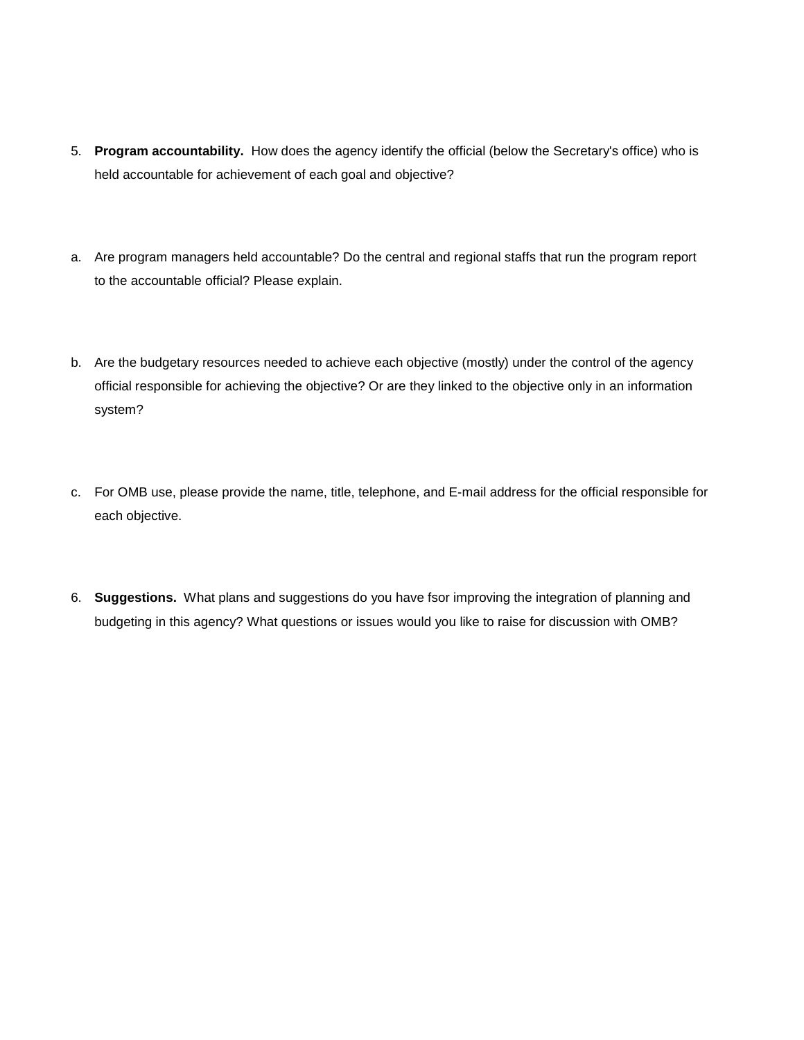5. **Program accountability.** How does the agency identify the official (below the Secretary's office) who is held accountable for achievement of each goal and objective?

a. Are program managers held accountable? Do the central and regional staffs that run the program report to the accountable official? Please explain.

b. Are the budgetary resources needed to achieve each objective (mostly) under the control of the agency official responsible for achieving the objective? Or are they linked to the objective only in an information system?

c. For OMB use, please provide the name, title, telephone, and E-mail address for the official responsible for each objective.

6. **Suggestions.** What plans and suggestions do you have fsor improving the integration of planning and budgeting in this agency? What questions or issues would you like to raise for discussion with OMB?